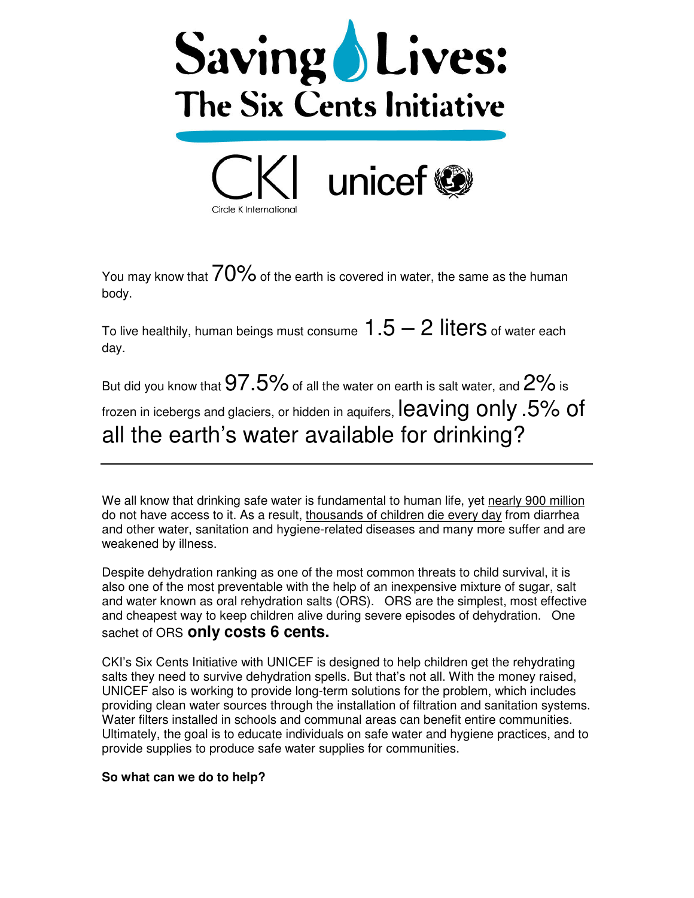# Saving Lives: The Six Cents Initiative

CKI Circle K International unicef

You may know that 70% of the earth is covered in water, the same as the human body.

To live healthily, human beings must consume 1.5 – 2 liters of water each day.

But did you know that 97.5% of all the water on earth is salt water, and 2% is frozen in icebergs and glaciers, or hidden in aquifers, leaving only .5% of all the earth's water available for drinking?

---

We all know that drinking safe water is fundamental to human life, yet nearly 900 million do not have access to it. As a result, thousands of children die every day from diarrhea and other water, sanitation and hygiene-related diseases and many more suffer and are weakened by illness.

Despite dehydration ranking as one of the most common threats to child survival, it is also one of the most preventable with the help of an inexpensive mixture of sugar, salt and water known as oral rehydration salts (ORS). ORS are the simplest, most effective and cheapest way to keep children alive during severe episodes of dehydration. One sachet of ORS **only costs 6 cents.**

CKI's Six Cents Initiative with UNICEF is designed to help children get the rehydrating salts they need to survive dehydration spells. But that's not all. With the money raised, UNICEF also is working to provide long-term solutions for the problem, which includes providing clean water sources through the installation of filtration and sanitation systems. Water filters installed in schools and communal areas can benefit entire communities. Ultimately, the goal is to educate individuals on safe water and hygiene practices, and to provide supplies to produce safe water supplies for communities.

**So what can we do to help?**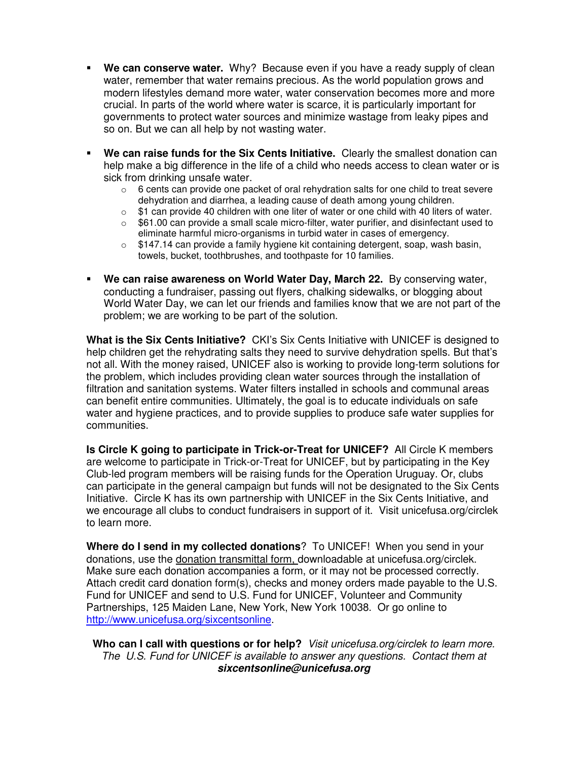- **We can conserve water.** Why? Because even if you have a ready supply of clean water, remember that water remains precious. As the world population grows and modern lifestyles demand more water, water conservation becomes more and more crucial. In parts of the world where water is scarce, it is particularly important for governments to protect water sources and minimize wastage from leaky pipes and so on. But we can all help by not wasting water.

- **We can raise funds for the Six Cents Initiative.** Clearly the smallest donation can help make a big difference in the life of a child who needs access to clean water or is sick from drinking unsafe water.
  - 6 cents can provide one packet of oral rehydration salts for one child to treat severe dehydration and diarrhea, a leading cause of death among young children.
  - $1 can provide 40 children with one liter of water or one child with 40 liters of water.
  - $61.00 can provide a small scale micro-filter, water purifier, and disinfectant used to eliminate harmful micro-organisms in turbid water in cases of emergency.
  - $147.14 can provide a family hygiene kit containing detergent, soap, wash basin, towels, bucket, toothbrushes, and toothpaste for 10 families.

- **We can raise awareness on World Water Day, March 22.** By conserving water, conducting a fundraiser, passing out flyers, chalking sidewalks, or blogging about World Water Day, we can let our friends and families know that we are not part of the problem; we are working to be part of the solution.

**What is the Six Cents Initiative?** CKI's Six Cents Initiative with UNICEF is designed to help children get the rehydrating salts they need to survive dehydration spells. But that's not all. With the money raised, UNICEF also is working to provide long-term solutions for the problem, which includes providing clean water sources through the installation of filtration and sanitation systems. Water filters installed in schools and communal areas can benefit entire communities. Ultimately, the goal is to educate individuals on safe water and hygiene practices, and to provide supplies to produce safe water supplies for communities.

**Is Circle K going to participate in Trick-or-Treat for UNICEF?** All Circle K members are welcome to participate in Trick-or-Treat for UNICEF, but by participating in the Key Club-led program members will be raising funds for the Operation Uruguay. Or, clubs can participate in the general campaign but funds will not be designated to the Six Cents Initiative. Circle K has its own partnership with UNICEF in the Six Cents Initiative, and we encourage all clubs to conduct fundraisers in support of it. Visit unicefusa.org/circlek to learn more.

**Where do I send in my collected donations**? To UNICEF! When you send in your donations, use the donation transmittal form, downloadable at unicefusa.org/circlek. Make sure each donation accompanies a form, or it may not be processed correctly. Attach credit card donation form(s), checks and money orders made payable to the U.S. Fund for UNICEF and send to U.S. Fund for UNICEF, Volunteer and Community Partnerships, 125 Maiden Lane, New York, New York 10038. Or go online to http://www.unicefusa.org/sixcentsonline.

**Who can I call with questions or for help?** *Visit unicefusa.org/circlek to learn more. The U.S. Fund for UNICEF is available to answer any questions. Contact them at* ***sixcentsonline@unicefusa.org***